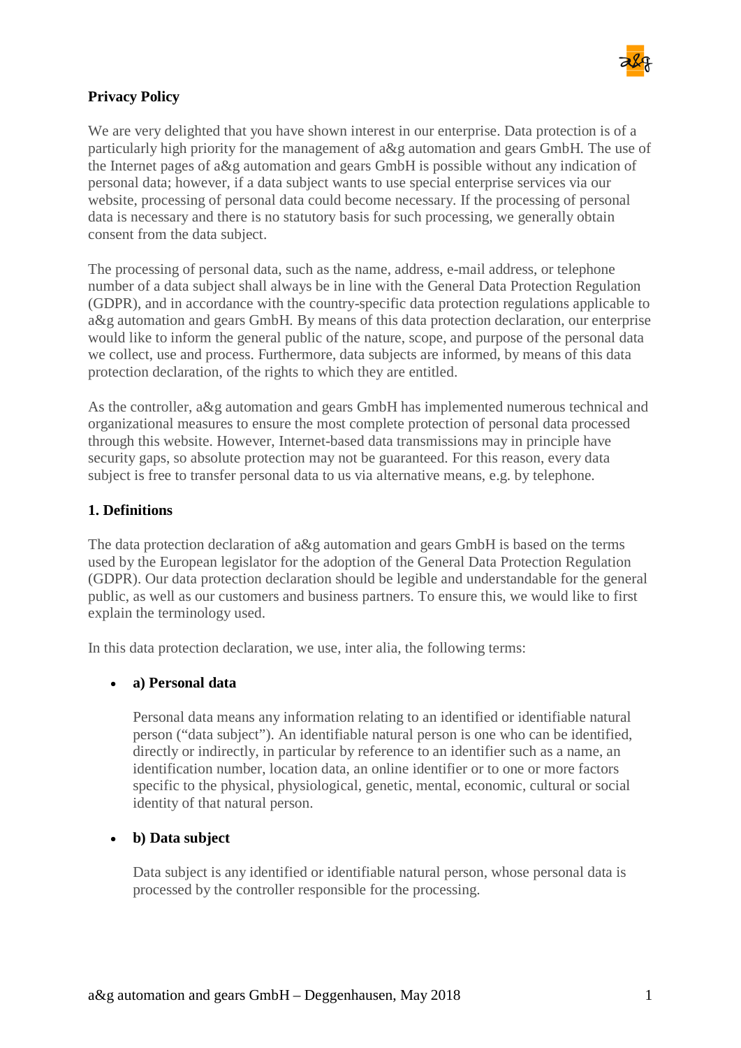**Privacy Policy**

We are very delighted that you have shown interest in our enterprise. Data protection is of a particularly high priority for the management of a&g automation and gears GmbH. The use of the Internet pages of a&g automation and gears GmbH is possible without any indication of personal data; however, if a data subject wants to use special enterprise services via our website, processing of personal data could become necessary. If the processing of personal data is necessary and there is no statutory basis for such processing, we generally obtain consent from the data subject.

The processing of personal data, such as the name, address, e-mail address, or telephone number of a data subject shall always be in line with the General Data Protection Regulation (GDPR), and in accordance with the country-specific data protection regulations applicable to a&g automation and gears GmbH. By means of this data protection declaration, our enterprise would like to inform the general public of the nature, scope, and purpose of the personal data we collect, use and process. Furthermore, data subjects are informed, by means of this data protection declaration, of the rights to which they are entitled.

As the controller, a&g automation and gears GmbH has implemented numerous technical and organizational measures to ensure the most complete protection of personal data processed through this website. However, Internet-based data transmissions may in principle have security gaps, so absolute protection may not be guaranteed. For this reason, every data subject is free to transfer personal data to us via alternative means, e.g. by telephone.

**1. Definitions**

The data protection declaration of a&g automation and gears GmbH is based on the terms used by the European legislator for the adoption of the General Data Protection Regulation (GDPR). Our data protection declaration should be legible and understandable for the general public, as well as our customers and business partners. To ensure this, we would like to first explain the terminology used.

In this data protection declaration, we use, inter alia, the following terms:

- **a) Personal data**

  Personal data means any information relating to an identified or identifiable natural person ("data subject"). An identifiable natural person is one who can be identified, directly or indirectly, in particular by reference to an identifier such as a name, an identification number, location data, an online identifier or to one or more factors specific to the physical, physiological, genetic, mental, economic, cultural or social identity of that natural person.

- **b) Data subject**

  Data subject is any identified or identifiable natural person, whose personal data is processed by the controller responsible for the processing.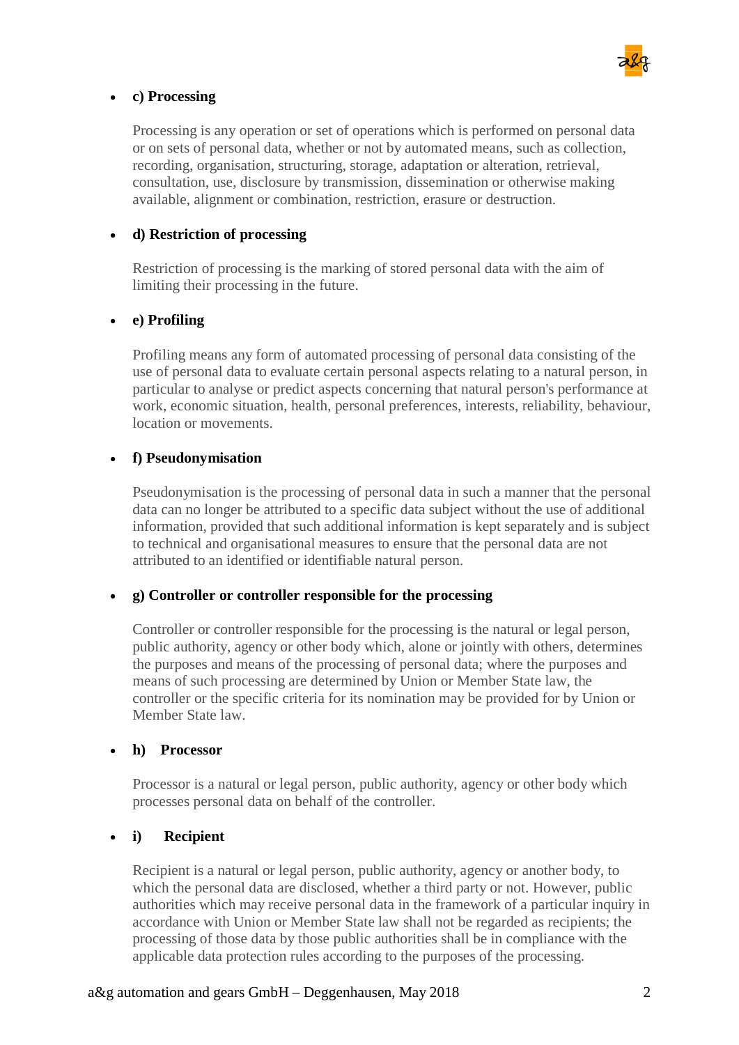- **c) Processing**

  Processing is any operation or set of operations which is performed on personal data or on sets of personal data, whether or not by automated means, such as collection, recording, organisation, structuring, storage, adaptation or alteration, retrieval, consultation, use, disclosure by transmission, dissemination or otherwise making available, alignment or combination, restriction, erasure or destruction.

- **d) Restriction of processing**

  Restriction of processing is the marking of stored personal data with the aim of limiting their processing in the future.

- **e) Profiling**

  Profiling means any form of automated processing of personal data consisting of the use of personal data to evaluate certain personal aspects relating to a natural person, in particular to analyse or predict aspects concerning that natural person's performance at work, economic situation, health, personal preferences, interests, reliability, behaviour, location or movements.

- **f) Pseudonymisation**

  Pseudonymisation is the processing of personal data in such a manner that the personal data can no longer be attributed to a specific data subject without the use of additional information, provided that such additional information is kept separately and is subject to technical and organisational measures to ensure that the personal data are not attributed to an identified or identifiable natural person.

- **g) Controller or controller responsible for the processing**

  Controller or controller responsible for the processing is the natural or legal person, public authority, agency or other body which, alone or jointly with others, determines the purposes and means of the processing of personal data; where the purposes and means of such processing are determined by Union or Member State law, the controller or the specific criteria for its nomination may be provided for by Union or Member State law.

- **h) Processor**

  Processor is a natural or legal person, public authority, agency or other body which processes personal data on behalf of the controller.

- **i) Recipient**

  Recipient is a natural or legal person, public authority, agency or another body, to which the personal data are disclosed, whether a third party or not. However, public authorities which may receive personal data in the framework of a particular inquiry in accordance with Union or Member State law shall not be regarded as recipients; the processing of those data by those public authorities shall be in compliance with the applicable data protection rules according to the purposes of the processing.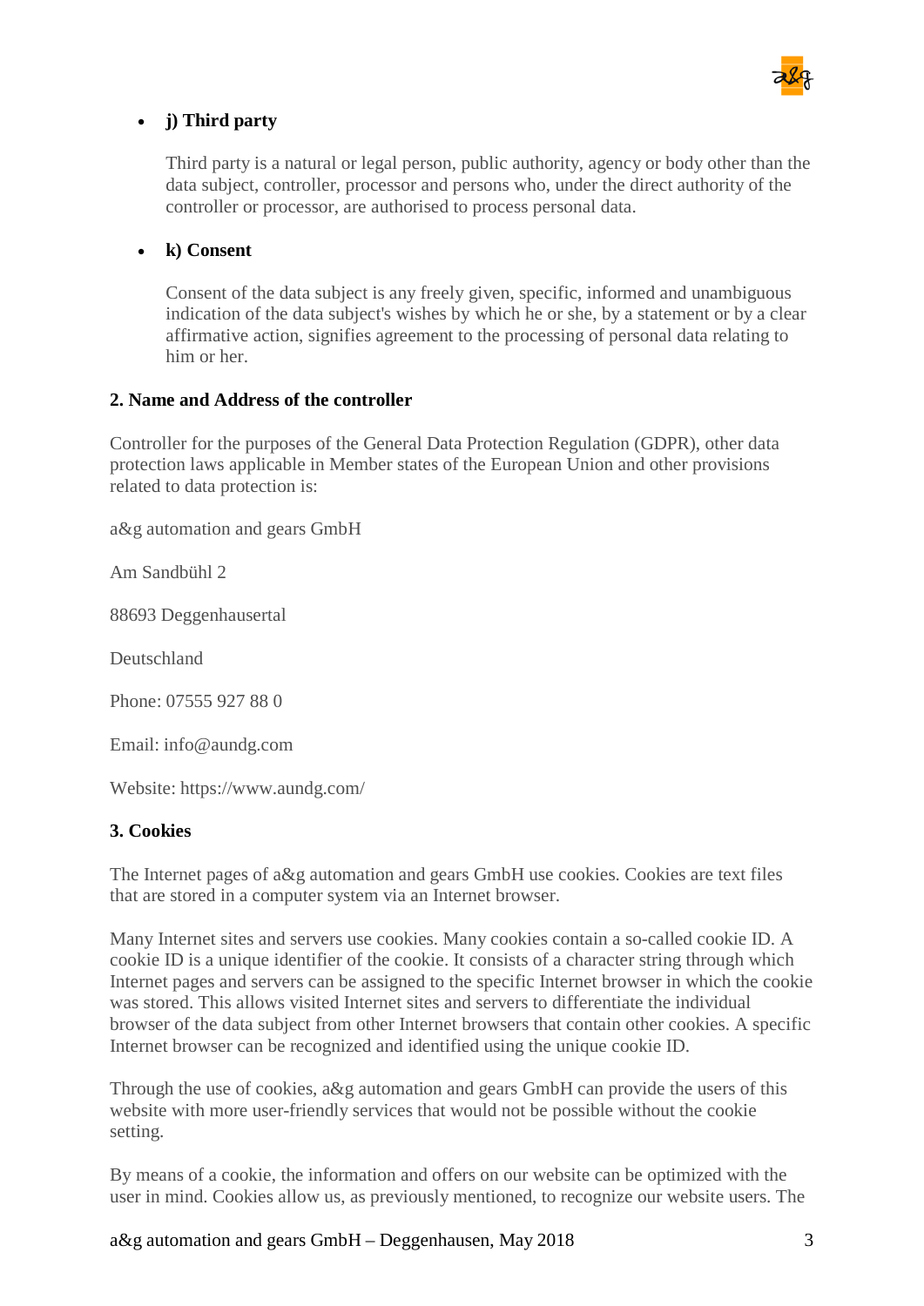- **j) Third party**

  Third party is a natural or legal person, public authority, agency or body other than the data subject, controller, processor and persons who, under the direct authority of the controller or processor, are authorised to process personal data.

- **k) Consent**

  Consent of the data subject is any freely given, specific, informed and unambiguous indication of the data subject's wishes by which he or she, by a statement or by a clear affirmative action, signifies agreement to the processing of personal data relating to him or her.

**2. Name and Address of the controller**

Controller for the purposes of the General Data Protection Regulation (GDPR), other data protection laws applicable in Member states of the European Union and other provisions related to data protection is:

a&g automation and gears GmbH

Am Sandbühl 2

88693 Deggenhausertal

Deutschland

Phone: 07555 927 88 0

Email: info@aundg.com

Website: https://www.aundg.com/

**3. Cookies**

The Internet pages of a&g automation and gears GmbH use cookies. Cookies are text files that are stored in a computer system via an Internet browser.

Many Internet sites and servers use cookies. Many cookies contain a so-called cookie ID. A cookie ID is a unique identifier of the cookie. It consists of a character string through which Internet pages and servers can be assigned to the specific Internet browser in which the cookie was stored. This allows visited Internet sites and servers to differentiate the individual browser of the data subject from other Internet browsers that contain other cookies. A specific Internet browser can be recognized and identified using the unique cookie ID.

Through the use of cookies, a&g automation and gears GmbH can provide the users of this website with more user-friendly services that would not be possible without the cookie setting.

By means of a cookie, the information and offers on our website can be optimized with the user in mind. Cookies allow us, as previously mentioned, to recognize our website users. The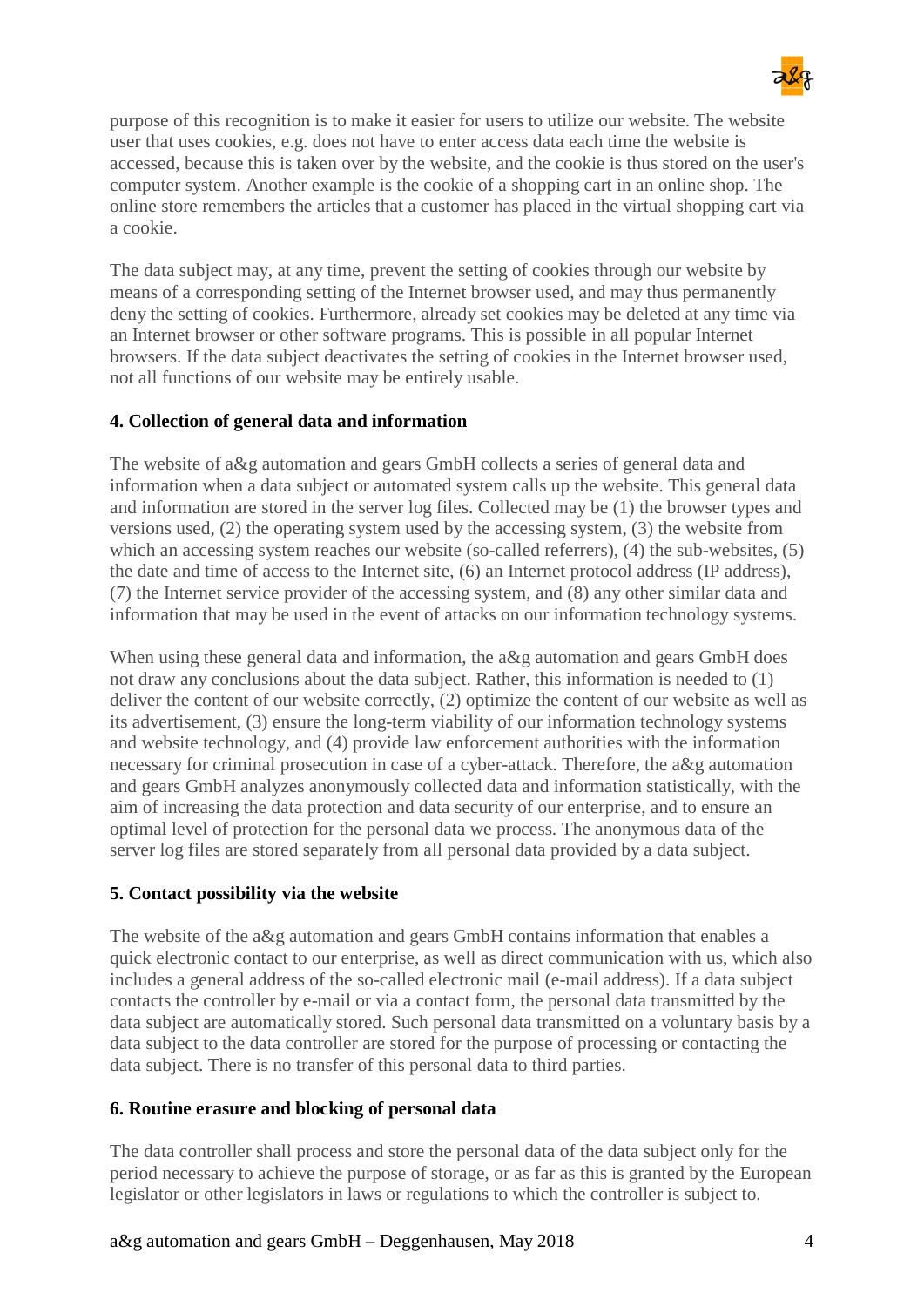purpose of this recognition is to make it easier for users to utilize our website. The website user that uses cookies, e.g. does not have to enter access data each time the website is accessed, because this is taken over by the website, and the cookie is thus stored on the user's computer system. Another example is the cookie of a shopping cart in an online shop. The online store remembers the articles that a customer has placed in the virtual shopping cart via a cookie.

The data subject may, at any time, prevent the setting of cookies through our website by means of a corresponding setting of the Internet browser used, and may thus permanently deny the setting of cookies. Furthermore, already set cookies may be deleted at any time via an Internet browser or other software programs. This is possible in all popular Internet browsers. If the data subject deactivates the setting of cookies in the Internet browser used, not all functions of our website may be entirely usable.

**4. Collection of general data and information**

The website of a&g automation and gears GmbH collects a series of general data and information when a data subject or automated system calls up the website. This general data and information are stored in the server log files. Collected may be (1) the browser types and versions used, (2) the operating system used by the accessing system, (3) the website from which an accessing system reaches our website (so-called referrers), (4) the sub-websites, (5) the date and time of access to the Internet site, (6) an Internet protocol address (IP address), (7) the Internet service provider of the accessing system, and (8) any other similar data and information that may be used in the event of attacks on our information technology systems.

When using these general data and information, the a&g automation and gears GmbH does not draw any conclusions about the data subject. Rather, this information is needed to (1) deliver the content of our website correctly, (2) optimize the content of our website as well as its advertisement, (3) ensure the long-term viability of our information technology systems and website technology, and (4) provide law enforcement authorities with the information necessary for criminal prosecution in case of a cyber-attack. Therefore, the a&g automation and gears GmbH analyzes anonymously collected data and information statistically, with the aim of increasing the data protection and data security of our enterprise, and to ensure an optimal level of protection for the personal data we process. The anonymous data of the server log files are stored separately from all personal data provided by a data subject.

**5. Contact possibility via the website**

The website of the a&g automation and gears GmbH contains information that enables a quick electronic contact to our enterprise, as well as direct communication with us, which also includes a general address of the so-called electronic mail (e-mail address). If a data subject contacts the controller by e-mail or via a contact form, the personal data transmitted by the data subject are automatically stored. Such personal data transmitted on a voluntary basis by a data subject to the data controller are stored for the purpose of processing or contacting the data subject. There is no transfer of this personal data to third parties.

**6. Routine erasure and blocking of personal data**

The data controller shall process and store the personal data of the data subject only for the period necessary to achieve the purpose of storage, or as far as this is granted by the European legislator or other legislators in laws or regulations to which the controller is subject to.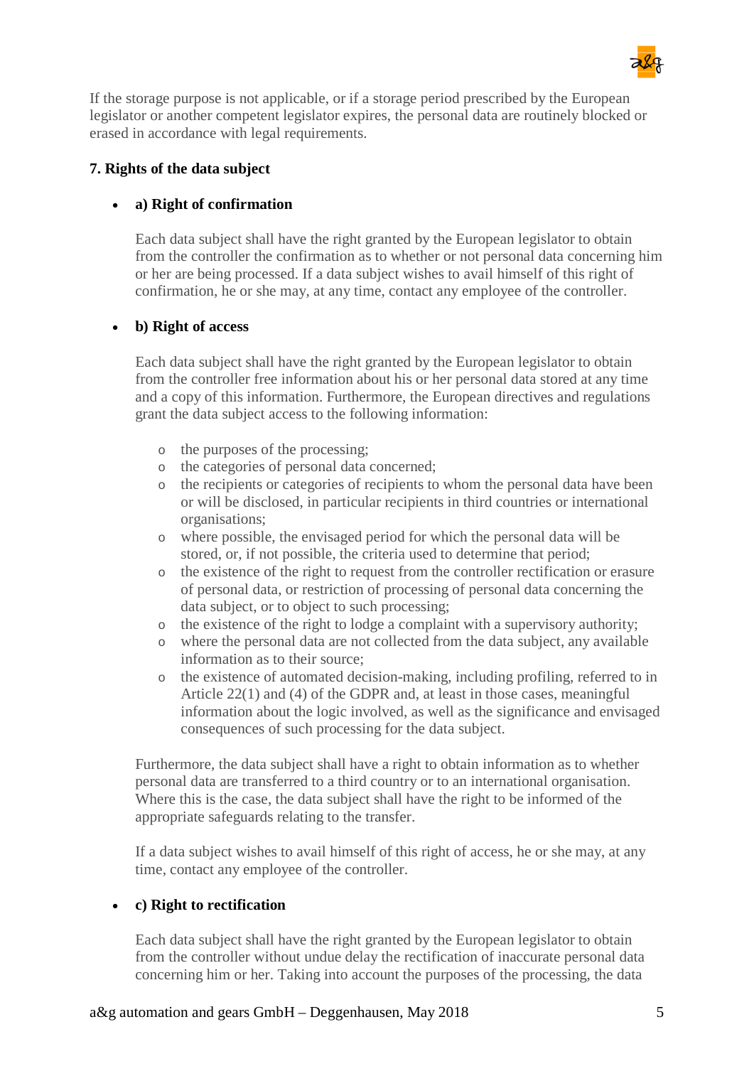If the storage purpose is not applicable, or if a storage period prescribed by the European legislator or another competent legislator expires, the personal data are routinely blocked or erased in accordance with legal requirements.

**7. Rights of the data subject**

- **a) Right of confirmation**

  Each data subject shall have the right granted by the European legislator to obtain from the controller the confirmation as to whether or not personal data concerning him or her are being processed. If a data subject wishes to avail himself of this right of confirmation, he or she may, at any time, contact any employee of the controller.

- **b) Right of access**

  Each data subject shall have the right granted by the European legislator to obtain from the controller free information about his or her personal data stored at any time and a copy of this information. Furthermore, the European directives and regulations grant the data subject access to the following information:

  - the purposes of the processing;
  - the categories of personal data concerned;
  - the recipients or categories of recipients to whom the personal data have been or will be disclosed, in particular recipients in third countries or international organisations;
  - where possible, the envisaged period for which the personal data will be stored, or, if not possible, the criteria used to determine that period;
  - the existence of the right to request from the controller rectification or erasure of personal data, or restriction of processing of personal data concerning the data subject, or to object to such processing;
  - the existence of the right to lodge a complaint with a supervisory authority;
  - where the personal data are not collected from the data subject, any available information as to their source;
  - the existence of automated decision-making, including profiling, referred to in Article 22(1) and (4) of the GDPR and, at least in those cases, meaningful information about the logic involved, as well as the significance and envisaged consequences of such processing for the data subject.

  Furthermore, the data subject shall have a right to obtain information as to whether personal data are transferred to a third country or to an international organisation. Where this is the case, the data subject shall have the right to be informed of the appropriate safeguards relating to the transfer.

  If a data subject wishes to avail himself of this right of access, he or she may, at any time, contact any employee of the controller.

- **c) Right to rectification**

  Each data subject shall have the right granted by the European legislator to obtain from the controller without undue delay the rectification of inaccurate personal data concerning him or her. Taking into account the purposes of the processing, the data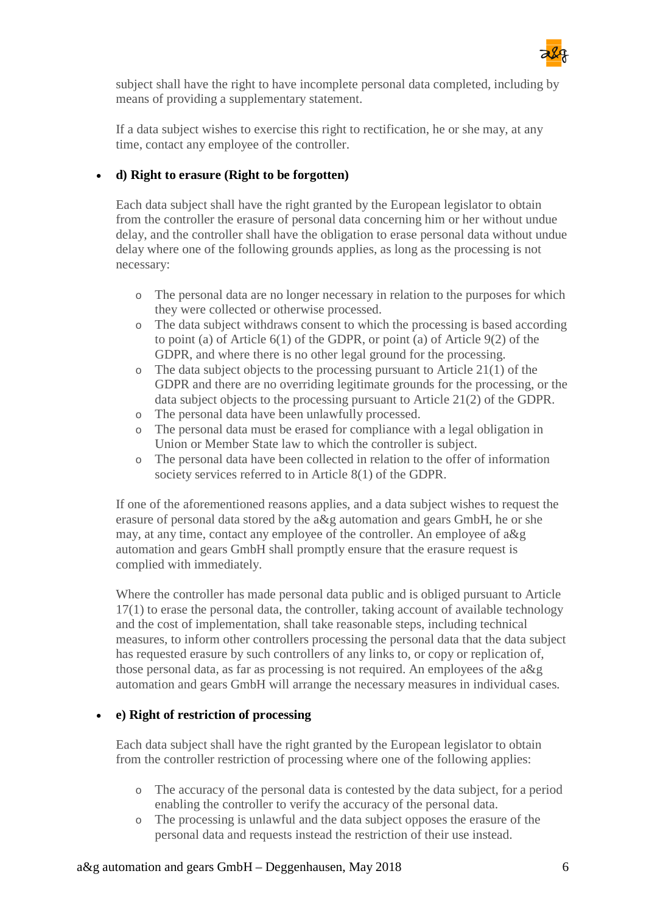subject shall have the right to have incomplete personal data completed, including by means of providing a supplementary statement.

If a data subject wishes to exercise this right to rectification, he or she may, at any time, contact any employee of the controller.

- **d) Right to erasure (Right to be forgotten)**

  Each data subject shall have the right granted by the European legislator to obtain from the controller the erasure of personal data concerning him or her without undue delay, and the controller shall have the obligation to erase personal data without undue delay where one of the following grounds applies, as long as the processing is not necessary:

  - The personal data are no longer necessary in relation to the purposes for which they were collected or otherwise processed.
  - The data subject withdraws consent to which the processing is based according to point (a) of Article 6(1) of the GDPR, or point (a) of Article 9(2) of the GDPR, and where there is no other legal ground for the processing.
  - The data subject objects to the processing pursuant to Article 21(1) of the GDPR and there are no overriding legitimate grounds for the processing, or the data subject objects to the processing pursuant to Article 21(2) of the GDPR.
  - The personal data have been unlawfully processed.
  - The personal data must be erased for compliance with a legal obligation in Union or Member State law to which the controller is subject.
  - The personal data have been collected in relation to the offer of information society services referred to in Article 8(1) of the GDPR.

  If one of the aforementioned reasons applies, and a data subject wishes to request the erasure of personal data stored by the a&g automation and gears GmbH, he or she may, at any time, contact any employee of the controller. An employee of a&g automation and gears GmbH shall promptly ensure that the erasure request is complied with immediately.

  Where the controller has made personal data public and is obliged pursuant to Article 17(1) to erase the personal data, the controller, taking account of available technology and the cost of implementation, shall take reasonable steps, including technical measures, to inform other controllers processing the personal data that the data subject has requested erasure by such controllers of any links to, or copy or replication of, those personal data, as far as processing is not required. An employees of the a&g automation and gears GmbH will arrange the necessary measures in individual cases.

- **e) Right of restriction of processing**

  Each data subject shall have the right granted by the European legislator to obtain from the controller restriction of processing where one of the following applies:

  - The accuracy of the personal data is contested by the data subject, for a period enabling the controller to verify the accuracy of the personal data.
  - The processing is unlawful and the data subject opposes the erasure of the personal data and requests instead the restriction of their use instead.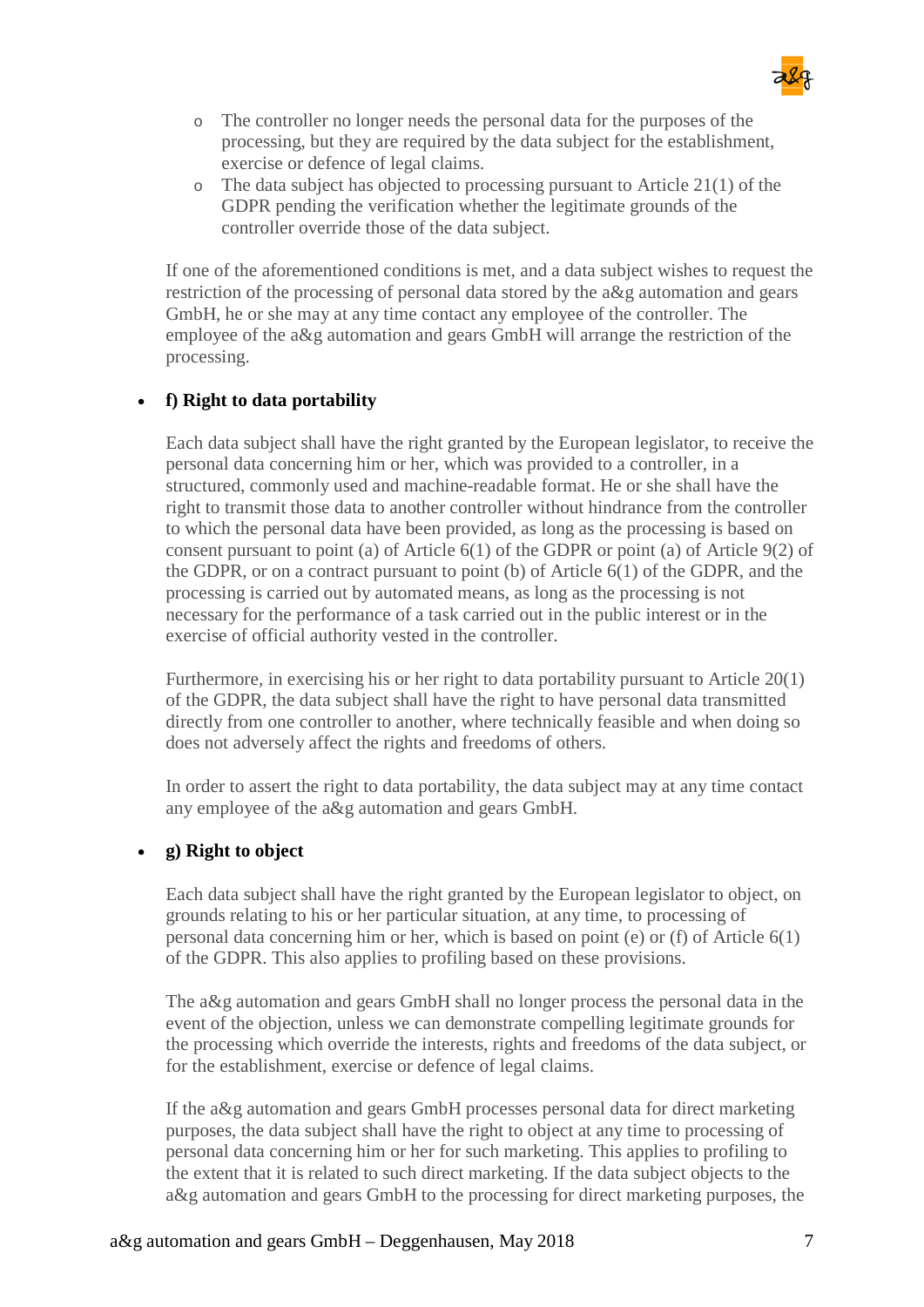- The controller no longer needs the personal data for the purposes of the processing, but they are required by the data subject for the establishment, exercise or defence of legal claims.
  - The data subject has objected to processing pursuant to Article 21(1) of the GDPR pending the verification whether the legitimate grounds of the controller override those of the data subject.

  If one of the aforementioned conditions is met, and a data subject wishes to request the restriction of the processing of personal data stored by the a&g automation and gears GmbH, he or she may at any time contact any employee of the controller. The employee of the a&g automation and gears GmbH will arrange the restriction of the processing.

- **f) Right to data portability**

  Each data subject shall have the right granted by the European legislator, to receive the personal data concerning him or her, which was provided to a controller, in a structured, commonly used and machine-readable format. He or she shall have the right to transmit those data to another controller without hindrance from the controller to which the personal data have been provided, as long as the processing is based on consent pursuant to point (a) of Article 6(1) of the GDPR or point (a) of Article 9(2) of the GDPR, or on a contract pursuant to point (b) of Article 6(1) of the GDPR, and the processing is carried out by automated means, as long as the processing is not necessary for the performance of a task carried out in the public interest or in the exercise of official authority vested in the controller.

  Furthermore, in exercising his or her right to data portability pursuant to Article 20(1) of the GDPR, the data subject shall have the right to have personal data transmitted directly from one controller to another, where technically feasible and when doing so does not adversely affect the rights and freedoms of others.

  In order to assert the right to data portability, the data subject may at any time contact any employee of the a&g automation and gears GmbH.

- **g) Right to object**

  Each data subject shall have the right granted by the European legislator to object, on grounds relating to his or her particular situation, at any time, to processing of personal data concerning him or her, which is based on point (e) or (f) of Article 6(1) of the GDPR. This also applies to profiling based on these provisions.

  The a&g automation and gears GmbH shall no longer process the personal data in the event of the objection, unless we can demonstrate compelling legitimate grounds for the processing which override the interests, rights and freedoms of the data subject, or for the establishment, exercise or defence of legal claims.

  If the a&g automation and gears GmbH processes personal data for direct marketing purposes, the data subject shall have the right to object at any time to processing of personal data concerning him or her for such marketing. This applies to profiling to the extent that it is related to such direct marketing. If the data subject objects to the a&g automation and gears GmbH to the processing for direct marketing purposes, the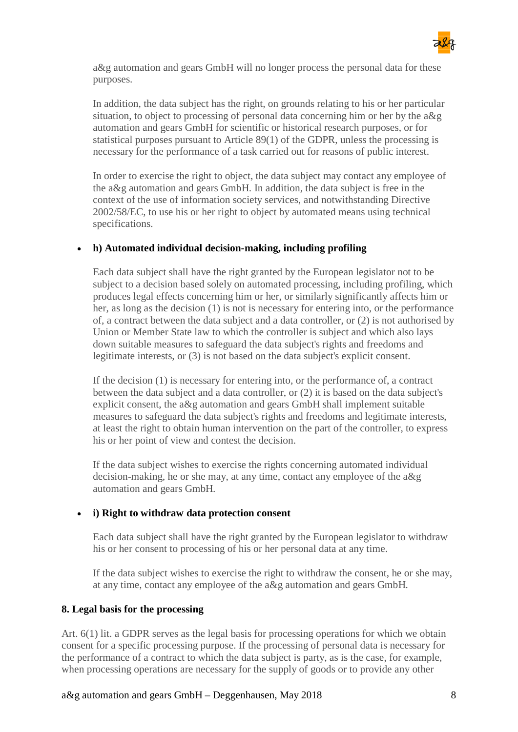a&g automation and gears GmbH will no longer process the personal data for these purposes.

In addition, the data subject has the right, on grounds relating to his or her particular situation, to object to processing of personal data concerning him or her by the a&g automation and gears GmbH for scientific or historical research purposes, or for statistical purposes pursuant to Article 89(1) of the GDPR, unless the processing is necessary for the performance of a task carried out for reasons of public interest.

In order to exercise the right to object, the data subject may contact any employee of the a&g automation and gears GmbH. In addition, the data subject is free in the context of the use of information society services, and notwithstanding Directive 2002/58/EC, to use his or her right to object by automated means using technical specifications.

- **h) Automated individual decision-making, including profiling**

  Each data subject shall have the right granted by the European legislator not to be subject to a decision based solely on automated processing, including profiling, which produces legal effects concerning him or her, or similarly significantly affects him or her, as long as the decision (1) is not is necessary for entering into, or the performance of, a contract between the data subject and a data controller, or (2) is not authorised by Union or Member State law to which the controller is subject and which also lays down suitable measures to safeguard the data subject's rights and freedoms and legitimate interests, or (3) is not based on the data subject's explicit consent.

  If the decision (1) is necessary for entering into, or the performance of, a contract between the data subject and a data controller, or (2) it is based on the data subject's explicit consent, the a&g automation and gears GmbH shall implement suitable measures to safeguard the data subject's rights and freedoms and legitimate interests, at least the right to obtain human intervention on the part of the controller, to express his or her point of view and contest the decision.

  If the data subject wishes to exercise the rights concerning automated individual decision-making, he or she may, at any time, contact any employee of the a&g automation and gears GmbH.

- **i) Right to withdraw data protection consent**

  Each data subject shall have the right granted by the European legislator to withdraw his or her consent to processing of his or her personal data at any time.

  If the data subject wishes to exercise the right to withdraw the consent, he or she may, at any time, contact any employee of the a&g automation and gears GmbH.

**8. Legal basis for the processing**

Art. 6(1) lit. a GDPR serves as the legal basis for processing operations for which we obtain consent for a specific processing purpose. If the processing of personal data is necessary for the performance of a contract to which the data subject is party, as is the case, for example, when processing operations are necessary for the supply of goods or to provide any other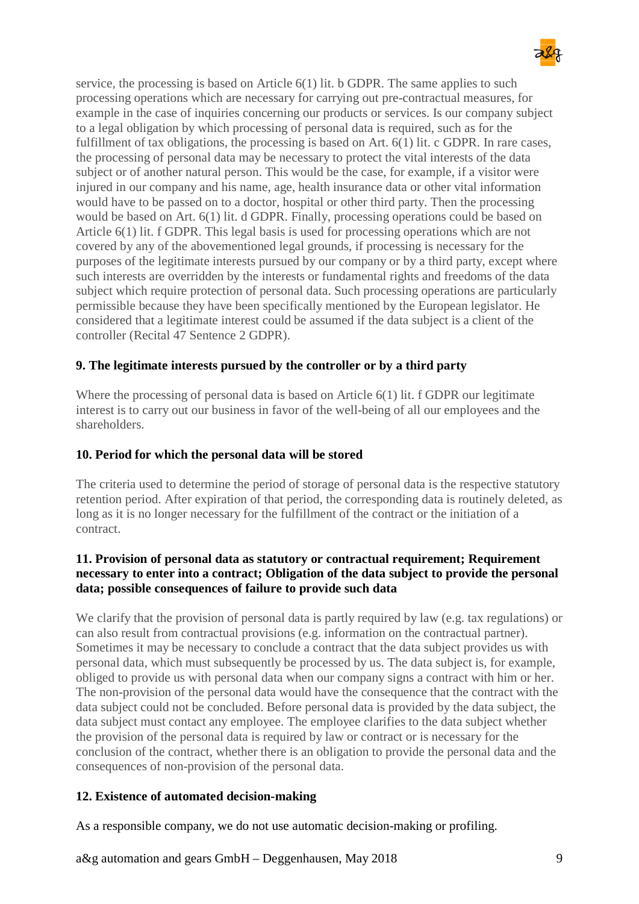service, the processing is based on Article 6(1) lit. b GDPR. The same applies to such processing operations which are necessary for carrying out pre-contractual measures, for example in the case of inquiries concerning our products or services. Is our company subject to a legal obligation by which processing of personal data is required, such as for the fulfillment of tax obligations, the processing is based on Art. 6(1) lit. c GDPR. In rare cases, the processing of personal data may be necessary to protect the vital interests of the data subject or of another natural person. This would be the case, for example, if a visitor were injured in our company and his name, age, health insurance data or other vital information would have to be passed on to a doctor, hospital or other third party. Then the processing would be based on Art. 6(1) lit. d GDPR. Finally, processing operations could be based on Article 6(1) lit. f GDPR. This legal basis is used for processing operations which are not covered by any of the abovementioned legal grounds, if processing is necessary for the purposes of the legitimate interests pursued by our company or by a third party, except where such interests are overridden by the interests or fundamental rights and freedoms of the data subject which require protection of personal data. Such processing operations are particularly permissible because they have been specifically mentioned by the European legislator. He considered that a legitimate interest could be assumed if the data subject is a client of the controller (Recital 47 Sentence 2 GDPR).

**9. The legitimate interests pursued by the controller or by a third party**

Where the processing of personal data is based on Article 6(1) lit. f GDPR our legitimate interest is to carry out our business in favor of the well-being of all our employees and the shareholders.

**10. Period for which the personal data will be stored**

The criteria used to determine the period of storage of personal data is the respective statutory retention period. After expiration of that period, the corresponding data is routinely deleted, as long as it is no longer necessary for the fulfillment of the contract or the initiation of a contract.

**11. Provision of personal data as statutory or contractual requirement; Requirement necessary to enter into a contract; Obligation of the data subject to provide the personal data; possible consequences of failure to provide such data**

We clarify that the provision of personal data is partly required by law (e.g. tax regulations) or can also result from contractual provisions (e.g. information on the contractual partner). Sometimes it may be necessary to conclude a contract that the data subject provides us with personal data, which must subsequently be processed by us. The data subject is, for example, obliged to provide us with personal data when our company signs a contract with him or her. The non-provision of the personal data would have the consequence that the contract with the data subject could not be concluded. Before personal data is provided by the data subject, the data subject must contact any employee. The employee clarifies to the data subject whether the provision of the personal data is required by law or contract or is necessary for the conclusion of the contract, whether there is an obligation to provide the personal data and the consequences of non-provision of the personal data.

**12. Existence of automated decision-making**

As a responsible company, we do not use automatic decision-making or profiling.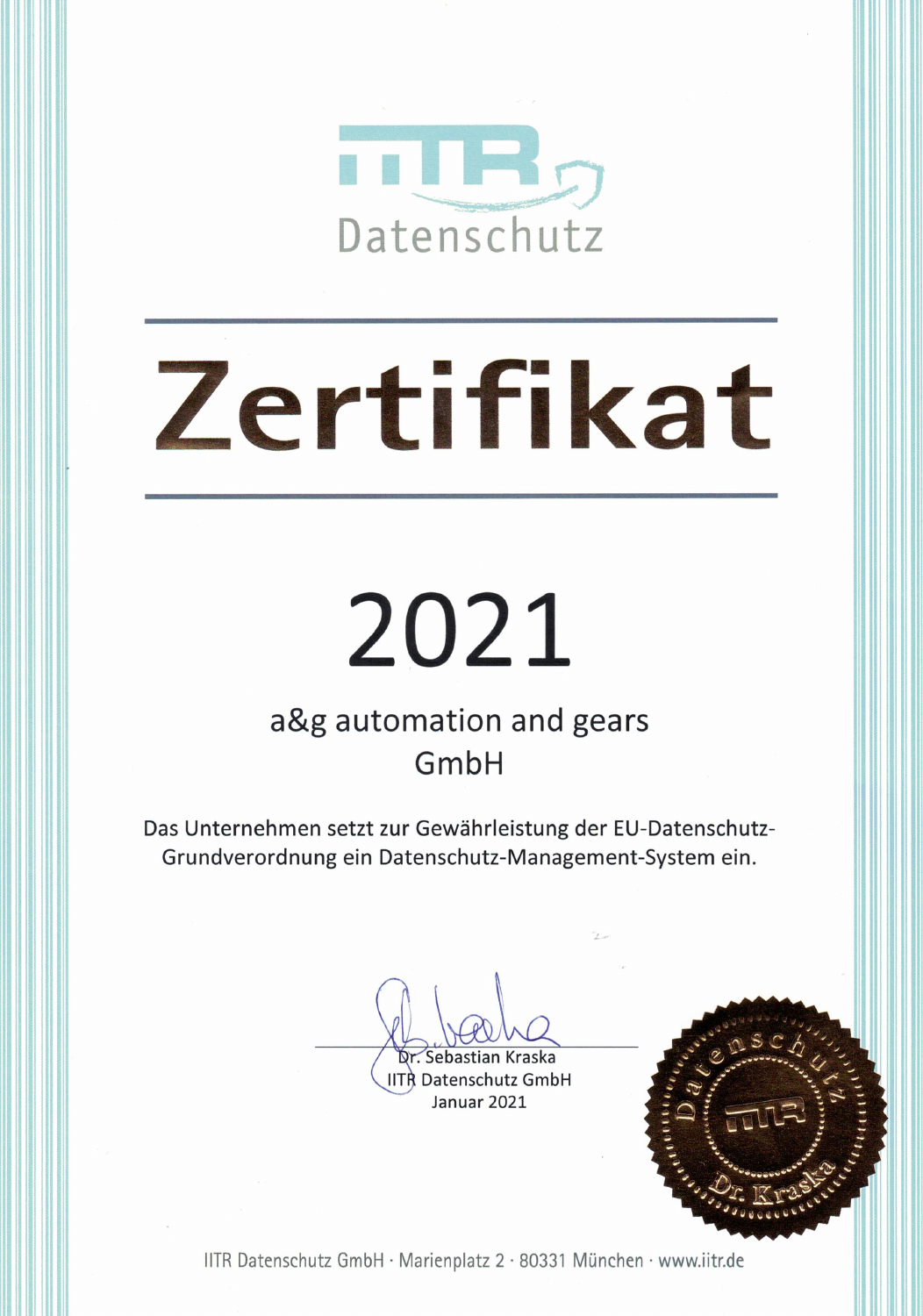IITR Datenschutz

# Zertifikat

## 2021

a&g automation and gears
GmbH

Das Unternehmen setzt zur Gewährleistung der EU-Datenschutz-Grundverordnung ein Datenschutz-Management-System ein.

Dr. Sebastian Kraska
IITR Datenschutz GmbH
Januar 2021

Datenschutz IITR Dr. Kraska

IITR Datenschutz GmbH · Marienplatz 2 · 80331 München · www.iitr.de